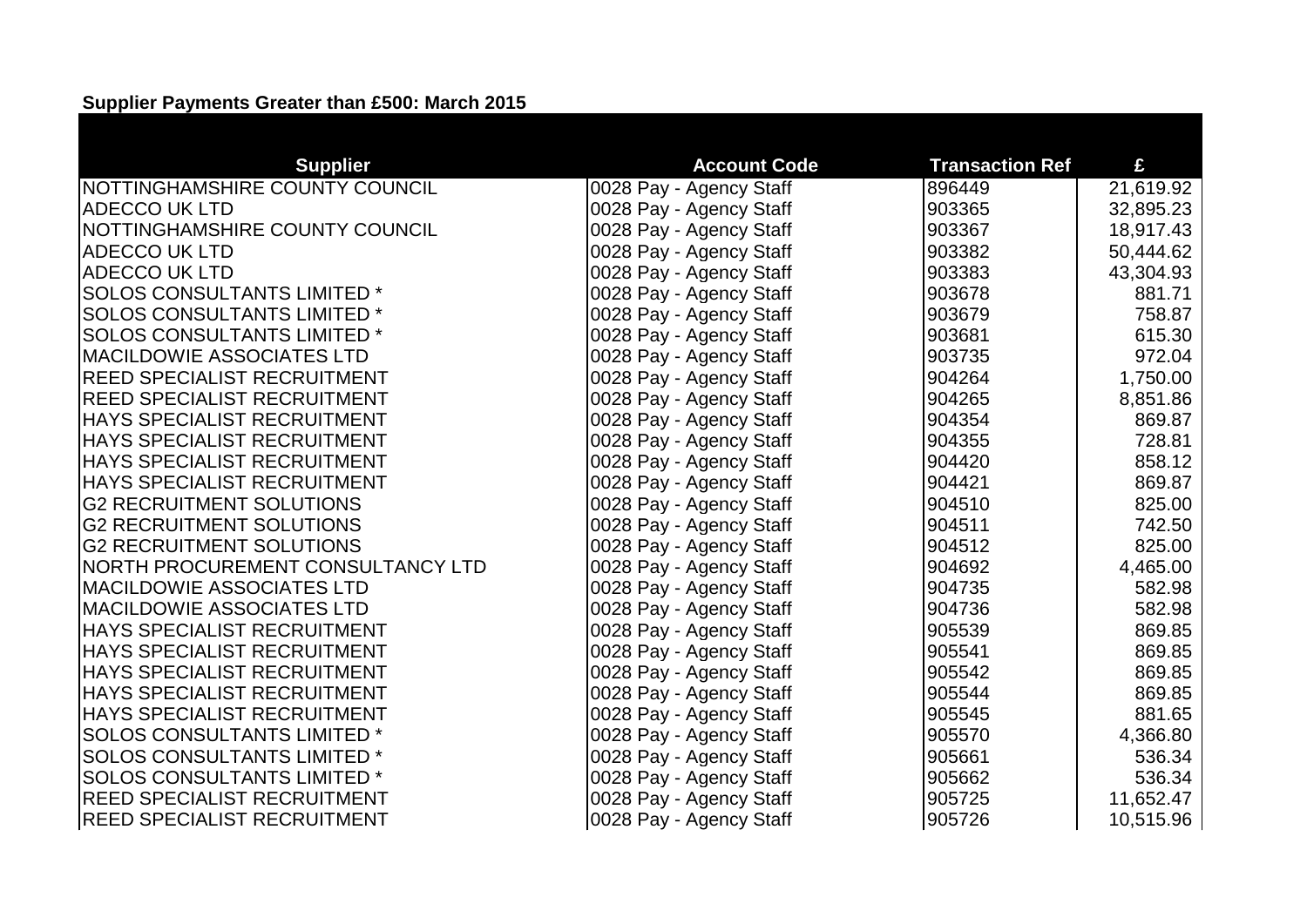**Supplier Payments Greater than £500: March 2015**

| Supplier | Account Code | Transaction Ref | £ |
| --- | --- | --- | --- |
| NOTTINGHAMSHIRE COUNTY COUNCIL | 0028 Pay - Agency Staff | 896449 | 21,619.92 |
| ADECCO UK LTD | 0028 Pay - Agency Staff | 903365 | 32,895.23 |
| NOTTINGHAMSHIRE COUNTY COUNCIL | 0028 Pay - Agency Staff | 903367 | 18,917.43 |
| ADECCO UK LTD | 0028 Pay - Agency Staff | 903382 | 50,444.62 |
| ADECCO UK LTD | 0028 Pay - Agency Staff | 903383 | 43,304.93 |
| SOLOS CONSULTANTS LIMITED * | 0028 Pay - Agency Staff | 903678 | 881.71 |
| SOLOS CONSULTANTS LIMITED * | 0028 Pay - Agency Staff | 903679 | 758.87 |
| SOLOS CONSULTANTS LIMITED * | 0028 Pay - Agency Staff | 903681 | 615.30 |
| MACILDOWIE ASSOCIATES LTD | 0028 Pay - Agency Staff | 903735 | 972.04 |
| REED SPECIALIST RECRUITMENT | 0028 Pay - Agency Staff | 904264 | 1,750.00 |
| REED SPECIALIST RECRUITMENT | 0028 Pay - Agency Staff | 904265 | 8,851.86 |
| HAYS SPECIALIST RECRUITMENT | 0028 Pay - Agency Staff | 904354 | 869.87 |
| HAYS SPECIALIST RECRUITMENT | 0028 Pay - Agency Staff | 904355 | 728.81 |
| HAYS SPECIALIST RECRUITMENT | 0028 Pay - Agency Staff | 904420 | 858.12 |
| HAYS SPECIALIST RECRUITMENT | 0028 Pay - Agency Staff | 904421 | 869.87 |
| G2 RECRUITMENT SOLUTIONS | 0028 Pay - Agency Staff | 904510 | 825.00 |
| G2 RECRUITMENT SOLUTIONS | 0028 Pay - Agency Staff | 904511 | 742.50 |
| G2 RECRUITMENT SOLUTIONS | 0028 Pay - Agency Staff | 904512 | 825.00 |
| NORTH PROCUREMENT CONSULTANCY LTD | 0028 Pay - Agency Staff | 904692 | 4,465.00 |
| MACILDOWIE ASSOCIATES LTD | 0028 Pay - Agency Staff | 904735 | 582.98 |
| MACILDOWIE ASSOCIATES LTD | 0028 Pay - Agency Staff | 904736 | 582.98 |
| HAYS SPECIALIST RECRUITMENT | 0028 Pay - Agency Staff | 905539 | 869.85 |
| HAYS SPECIALIST RECRUITMENT | 0028 Pay - Agency Staff | 905541 | 869.85 |
| HAYS SPECIALIST RECRUITMENT | 0028 Pay - Agency Staff | 905542 | 869.85 |
| HAYS SPECIALIST RECRUITMENT | 0028 Pay - Agency Staff | 905544 | 869.85 |
| HAYS SPECIALIST RECRUITMENT | 0028 Pay - Agency Staff | 905545 | 881.65 |
| SOLOS CONSULTANTS LIMITED * | 0028 Pay - Agency Staff | 905570 | 4,366.80 |
| SOLOS CONSULTANTS LIMITED * | 0028 Pay - Agency Staff | 905661 | 536.34 |
| SOLOS CONSULTANTS LIMITED * | 0028 Pay - Agency Staff | 905662 | 536.34 |
| REED SPECIALIST RECRUITMENT | 0028 Pay - Agency Staff | 905725 | 11,652.47 |
| REED SPECIALIST RECRUITMENT | 0028 Pay - Agency Staff | 905726 | 10,515.96 |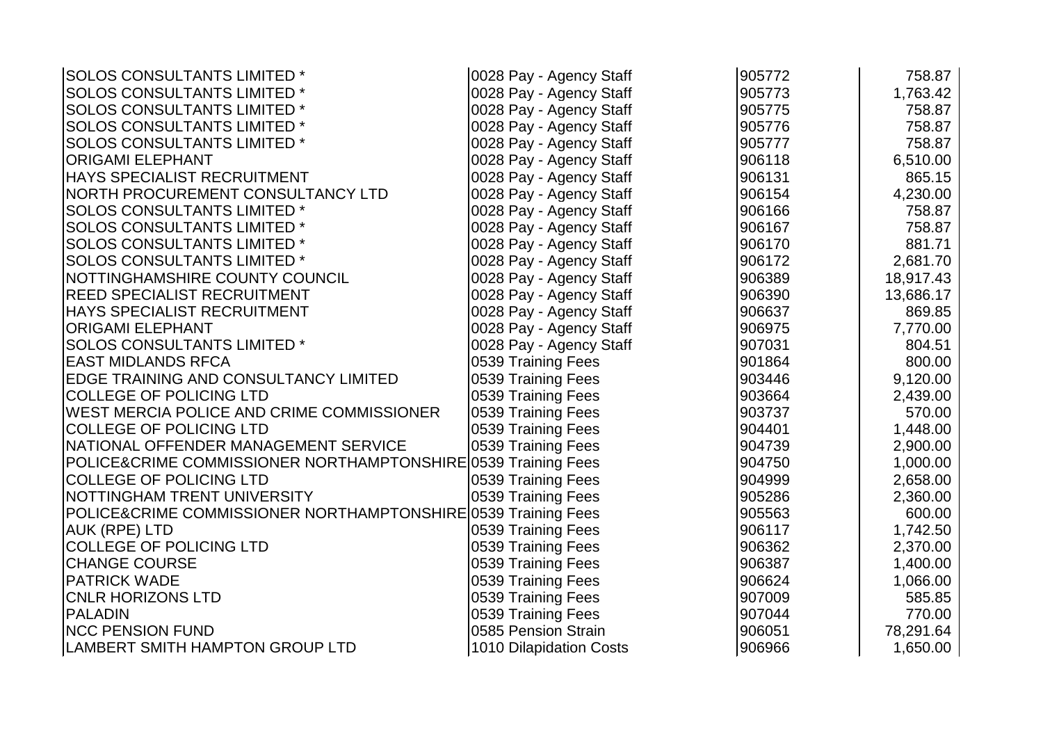| | | | |
|---|---|---|---|
| SOLOS CONSULTANTS LIMITED * | 0028 Pay - Agency Staff | 905772 | 758.87 |
| SOLOS CONSULTANTS LIMITED * | 0028 Pay - Agency Staff | 905773 | 1,763.42 |
| SOLOS CONSULTANTS LIMITED * | 0028 Pay - Agency Staff | 905775 | 758.87 |
| SOLOS CONSULTANTS LIMITED * | 0028 Pay - Agency Staff | 905776 | 758.87 |
| SOLOS CONSULTANTS LIMITED * | 0028 Pay - Agency Staff | 905777 | 758.87 |
| ORIGAMI ELEPHANT | 0028 Pay - Agency Staff | 906118 | 6,510.00 |
| HAYS SPECIALIST RECRUITMENT | 0028 Pay - Agency Staff | 906131 | 865.15 |
| NORTH PROCUREMENT CONSULTANCY LTD | 0028 Pay - Agency Staff | 906154 | 4,230.00 |
| SOLOS CONSULTANTS LIMITED * | 0028 Pay - Agency Staff | 906166 | 758.87 |
| SOLOS CONSULTANTS LIMITED * | 0028 Pay - Agency Staff | 906167 | 758.87 |
| SOLOS CONSULTANTS LIMITED * | 0028 Pay - Agency Staff | 906170 | 881.71 |
| SOLOS CONSULTANTS LIMITED * | 0028 Pay - Agency Staff | 906172 | 2,681.70 |
| NOTTINGHAMSHIRE COUNTY COUNCIL | 0028 Pay - Agency Staff | 906389 | 18,917.43 |
| REED SPECIALIST RECRUITMENT | 0028 Pay - Agency Staff | 906390 | 13,686.17 |
| HAYS SPECIALIST RECRUITMENT | 0028 Pay - Agency Staff | 906637 | 869.85 |
| ORIGAMI ELEPHANT | 0028 Pay - Agency Staff | 906975 | 7,770.00 |
| SOLOS CONSULTANTS LIMITED * | 0028 Pay - Agency Staff | 907031 | 804.51 |
| EAST MIDLANDS RFCA | 0539 Training Fees | 901864 | 800.00 |
| EDGE TRAINING AND CONSULTANCY LIMITED | 0539 Training Fees | 903446 | 9,120.00 |
| COLLEGE OF POLICING LTD | 0539 Training Fees | 903664 | 2,439.00 |
| WEST MERCIA POLICE AND CRIME COMMISSIONER | 0539 Training Fees | 903737 | 570.00 |
| COLLEGE OF POLICING LTD | 0539 Training Fees | 904401 | 1,448.00 |
| NATIONAL OFFENDER MANAGEMENT SERVICE | 0539 Training Fees | 904739 | 2,900.00 |
| POLICE&CRIME COMMISSIONER NORTHAMPTONSHIRE | 0539 Training Fees | 904750 | 1,000.00 |
| COLLEGE OF POLICING LTD | 0539 Training Fees | 904999 | 2,658.00 |
| NOTTINGHAM TRENT UNIVERSITY | 0539 Training Fees | 905286 | 2,360.00 |
| POLICE&CRIME COMMISSIONER NORTHAMPTONSHIRE | 0539 Training Fees | 905563 | 600.00 |
| AUK (RPE) LTD | 0539 Training Fees | 906117 | 1,742.50 |
| COLLEGE OF POLICING LTD | 0539 Training Fees | 906362 | 2,370.00 |
| CHANGE COURSE | 0539 Training Fees | 906387 | 1,400.00 |
| PATRICK WADE | 0539 Training Fees | 906624 | 1,066.00 |
| CNLR HORIZONS LTD | 0539 Training Fees | 907009 | 585.85 |
| PALADIN | 0539 Training Fees | 907044 | 770.00 |
| NCC PENSION FUND | 0585 Pension Strain | 906051 | 78,291.64 |
| LAMBERT SMITH HAMPTON GROUP LTD | 1010 Dilapidation Costs | 906966 | 1,650.00 |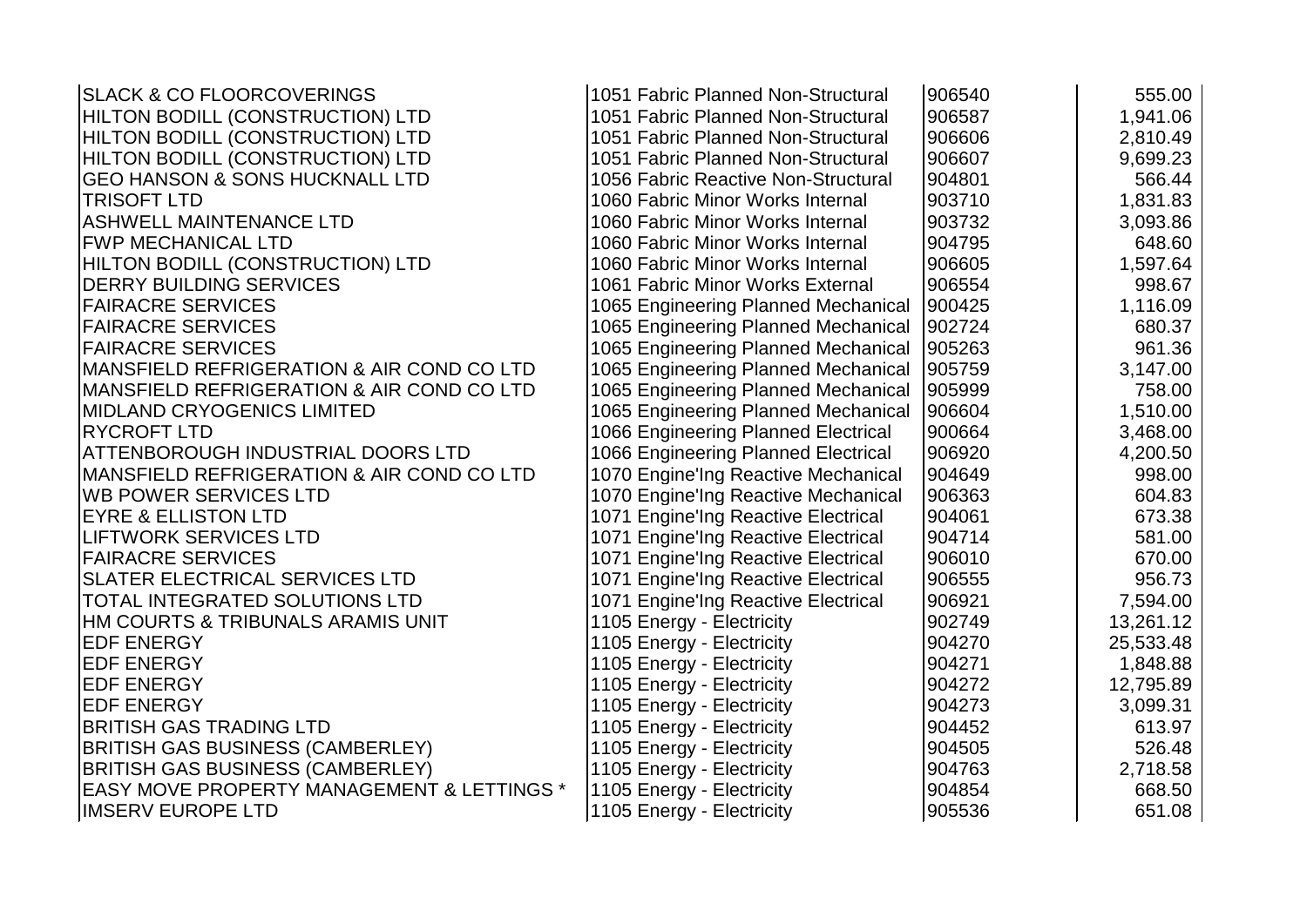| | | | |
|---|---|---|---|
| SLACK & CO FLOORCOVERINGS | 1051 Fabric Planned Non-Structural | 906540 | 555.00 |
| HILTON BODILL (CONSTRUCTION) LTD | 1051 Fabric Planned Non-Structural | 906587 | 1,941.06 |
| HILTON BODILL (CONSTRUCTION) LTD | 1051 Fabric Planned Non-Structural | 906606 | 2,810.49 |
| HILTON BODILL (CONSTRUCTION) LTD | 1051 Fabric Planned Non-Structural | 906607 | 9,699.23 |
| GEO HANSON & SONS HUCKNALL LTD | 1056 Fabric Reactive Non-Structural | 904801 | 566.44 |
| TRISOFT LTD | 1060 Fabric Minor Works Internal | 903710 | 1,831.83 |
| ASHWELL MAINTENANCE LTD | 1060 Fabric Minor Works Internal | 903732 | 3,093.86 |
| FWP MECHANICAL LTD | 1060 Fabric Minor Works Internal | 904795 | 648.60 |
| HILTON BODILL (CONSTRUCTION) LTD | 1060 Fabric Minor Works Internal | 906605 | 1,597.64 |
| DERRY BUILDING SERVICES | 1061 Fabric Minor Works External | 906554 | 998.67 |
| FAIRACRE SERVICES | 1065 Engineering Planned Mechanical | 900425 | 1,116.09 |
| FAIRACRE SERVICES | 1065 Engineering Planned Mechanical | 902724 | 680.37 |
| FAIRACRE SERVICES | 1065 Engineering Planned Mechanical | 905263 | 961.36 |
| MANSFIELD REFRIGERATION & AIR COND CO LTD | 1065 Engineering Planned Mechanical | 905759 | 3,147.00 |
| MANSFIELD REFRIGERATION & AIR COND CO LTD | 1065 Engineering Planned Mechanical | 905999 | 758.00 |
| MIDLAND CRYOGENICS LIMITED | 1065 Engineering Planned Mechanical | 906604 | 1,510.00 |
| RYCROFT LTD | 1066 Engineering Planned Electrical | 900664 | 3,468.00 |
| ATTENBOROUGH INDUSTRIAL DOORS LTD | 1066 Engineering Planned Electrical | 906920 | 4,200.50 |
| MANSFIELD REFRIGERATION & AIR COND CO LTD | 1070 Engine'Ing Reactive Mechanical | 904649 | 998.00 |
| WB POWER SERVICES LTD | 1070 Engine'Ing Reactive Mechanical | 906363 | 604.83 |
| EYRE & ELLISTON LTD | 1071 Engine'Ing Reactive Electrical | 904061 | 673.38 |
| LIFTWORK SERVICES LTD | 1071 Engine'Ing Reactive Electrical | 904714 | 581.00 |
| FAIRACRE SERVICES | 1071 Engine'Ing Reactive Electrical | 906010 | 670.00 |
| SLATER ELECTRICAL SERVICES LTD | 1071 Engine'Ing Reactive Electrical | 906555 | 956.73 |
| TOTAL INTEGRATED SOLUTIONS LTD | 1071 Engine'Ing Reactive Electrical | 906921 | 7,594.00 |
| HM COURTS & TRIBUNALS ARAMIS UNIT | 1105 Energy - Electricity | 902749 | 13,261.12 |
| EDF ENERGY | 1105 Energy - Electricity | 904270 | 25,533.48 |
| EDF ENERGY | 1105 Energy - Electricity | 904271 | 1,848.88 |
| EDF ENERGY | 1105 Energy - Electricity | 904272 | 12,795.89 |
| EDF ENERGY | 1105 Energy - Electricity | 904273 | 3,099.31 |
| BRITISH GAS TRADING LTD | 1105 Energy - Electricity | 904452 | 613.97 |
| BRITISH GAS BUSINESS (CAMBERLEY) | 1105 Energy - Electricity | 904505 | 526.48 |
| BRITISH GAS BUSINESS (CAMBERLEY) | 1105 Energy - Electricity | 904763 | 2,718.58 |
| EASY MOVE PROPERTY MANAGEMENT & LETTINGS * | 1105 Energy - Electricity | 904854 | 668.50 |
| IMSERV EUROPE LTD | 1105 Energy - Electricity | 905536 | 651.08 |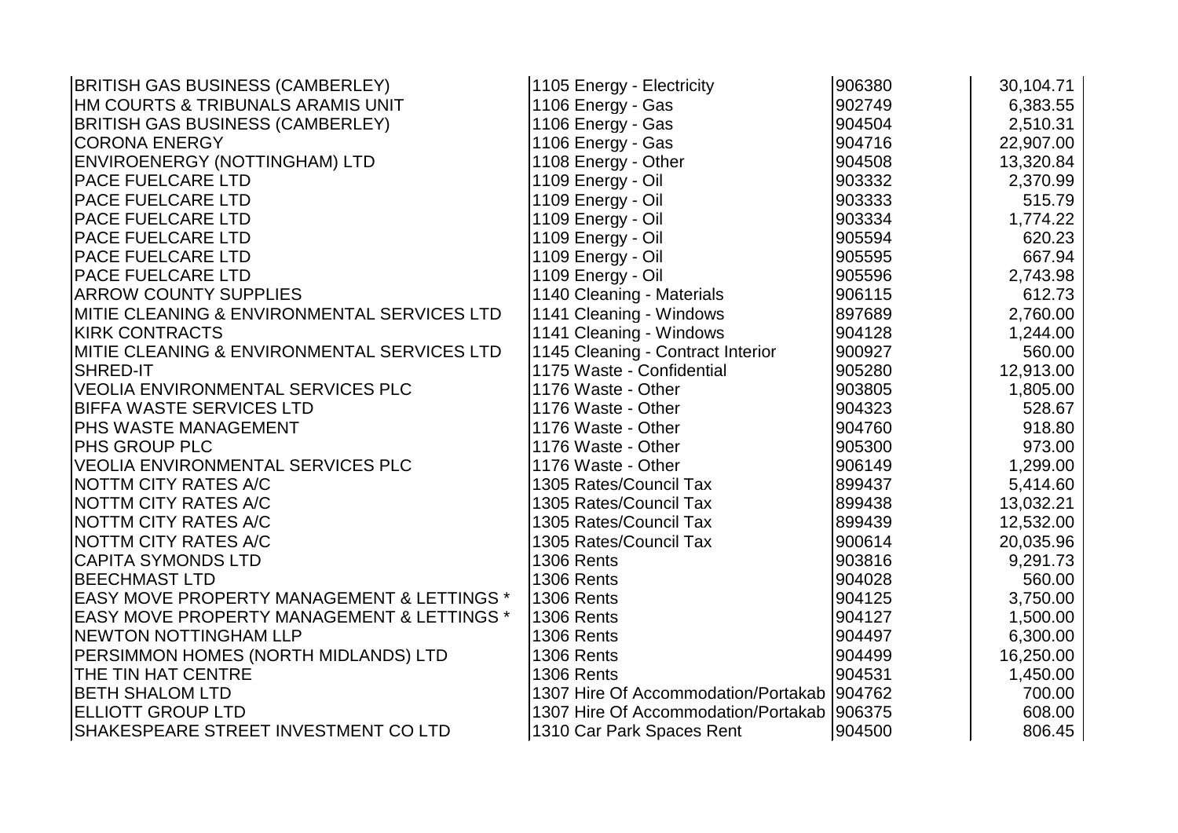| | | | |
|---|---|---|---|
| BRITISH GAS BUSINESS (CAMBERLEY) | 1105 Energy - Electricity | 906380 | 30,104.71 |
| HM COURTS & TRIBUNALS ARAMIS UNIT | 1106 Energy - Gas | 902749 | 6,383.55 |
| BRITISH GAS BUSINESS (CAMBERLEY) | 1106 Energy - Gas | 904504 | 2,510.31 |
| CORONA ENERGY | 1106 Energy - Gas | 904716 | 22,907.00 |
| ENVIROENERGY (NOTTINGHAM) LTD | 1108 Energy - Other | 904508 | 13,320.84 |
| PACE FUELCARE LTD | 1109 Energy - Oil | 903332 | 2,370.99 |
| PACE FUELCARE LTD | 1109 Energy - Oil | 903333 | 515.79 |
| PACE FUELCARE LTD | 1109 Energy - Oil | 903334 | 1,774.22 |
| PACE FUELCARE LTD | 1109 Energy - Oil | 905594 | 620.23 |
| PACE FUELCARE LTD | 1109 Energy - Oil | 905595 | 667.94 |
| PACE FUELCARE LTD | 1109 Energy - Oil | 905596 | 2,743.98 |
| ARROW COUNTY SUPPLIES | 1140 Cleaning - Materials | 906115 | 612.73 |
| MITIE CLEANING & ENVIRONMENTAL SERVICES LTD | 1141 Cleaning - Windows | 897689 | 2,760.00 |
| KIRK CONTRACTS | 1141 Cleaning - Windows | 904128 | 1,244.00 |
| MITIE CLEANING & ENVIRONMENTAL SERVICES LTD | 1145 Cleaning - Contract Interior | 900927 | 560.00 |
| SHRED-IT | 1175 Waste - Confidential | 905280 | 12,913.00 |
| VEOLIA ENVIRONMENTAL SERVICES PLC | 1176 Waste - Other | 903805 | 1,805.00 |
| BIFFA WASTE SERVICES LTD | 1176 Waste - Other | 904323 | 528.67 |
| PHS WASTE MANAGEMENT | 1176 Waste - Other | 904760 | 918.80 |
| PHS GROUP PLC | 1176 Waste - Other | 905300 | 973.00 |
| VEOLIA ENVIRONMENTAL SERVICES PLC | 1176 Waste - Other | 906149 | 1,299.00 |
| NOTTM CITY RATES A/C | 1305 Rates/Council Tax | 899437 | 5,414.60 |
| NOTTM CITY RATES A/C | 1305 Rates/Council Tax | 899438 | 13,032.21 |
| NOTTM CITY RATES A/C | 1305 Rates/Council Tax | 899439 | 12,532.00 |
| NOTTM CITY RATES A/C | 1305 Rates/Council Tax | 900614 | 20,035.96 |
| CAPITA SYMONDS LTD | 1306 Rents | 903816 | 9,291.73 |
| BEECHMAST LTD | 1306 Rents | 904028 | 560.00 |
| EASY MOVE PROPERTY MANAGEMENT & LETTINGS * | 1306 Rents | 904125 | 3,750.00 |
| EASY MOVE PROPERTY MANAGEMENT & LETTINGS * | 1306 Rents | 904127 | 1,500.00 |
| NEWTON NOTTINGHAM LLP | 1306 Rents | 904497 | 6,300.00 |
| PERSIMMON HOMES (NORTH MIDLANDS) LTD | 1306 Rents | 904499 | 16,250.00 |
| THE TIN HAT CENTRE | 1306 Rents | 904531 | 1,450.00 |
| BETH SHALOM LTD | 1307 Hire Of Accommodation/Portakab | 904762 | 700.00 |
| ELLIOTT GROUP LTD | 1307 Hire Of Accommodation/Portakab | 906375 | 608.00 |
| SHAKESPEARE STREET INVESTMENT CO LTD | 1310 Car Park Spaces Rent | 904500 | 806.45 |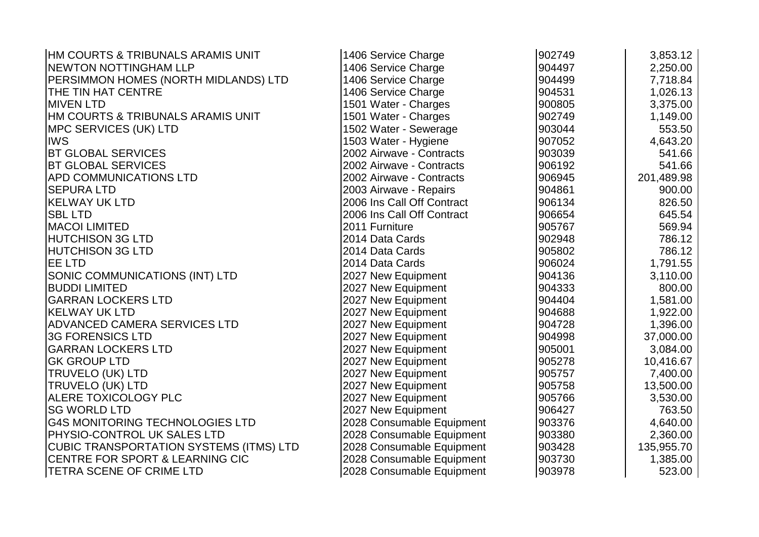| | | | |
|---|---|---|---|
| HM COURTS & TRIBUNALS ARAMIS UNIT | 1406 Service Charge | 902749 | 3,853.12 |
| NEWTON NOTTINGHAM LLP | 1406 Service Charge | 904497 | 2,250.00 |
| PERSIMMON HOMES (NORTH MIDLANDS) LTD | 1406 Service Charge | 904499 | 7,718.84 |
| THE TIN HAT CENTRE | 1406 Service Charge | 904531 | 1,026.13 |
| MIVEN LTD | 1501 Water - Charges | 900805 | 3,375.00 |
| HM COURTS & TRIBUNALS ARAMIS UNIT | 1501 Water - Charges | 902749 | 1,149.00 |
| MPC SERVICES (UK) LTD | 1502 Water - Sewerage | 903044 | 553.50 |
| IWS | 1503 Water - Hygiene | 907052 | 4,643.20 |
| BT GLOBAL SERVICES | 2002 Airwave - Contracts | 903039 | 541.66 |
| BT GLOBAL SERVICES | 2002 Airwave - Contracts | 906192 | 541.66 |
| APD COMMUNICATIONS LTD | 2002 Airwave - Contracts | 906945 | 201,489.98 |
| SEPURA LTD | 2003 Airwave - Repairs | 904861 | 900.00 |
| KELWAY UK LTD | 2006 Ins Call Off Contract | 906134 | 826.50 |
| SBL LTD | 2006 Ins Call Off Contract | 906654 | 645.54 |
| MACOI LIMITED | 2011 Furniture | 905767 | 569.94 |
| HUTCHISON 3G LTD | 2014 Data Cards | 902948 | 786.12 |
| HUTCHISON 3G LTD | 2014 Data Cards | 905802 | 786.12 |
| EE LTD | 2014 Data Cards | 906024 | 1,791.55 |
| SONIC COMMUNICATIONS (INT) LTD | 2027 New Equipment | 904136 | 3,110.00 |
| BUDDI LIMITED | 2027 New Equipment | 904333 | 800.00 |
| GARRAN LOCKERS LTD | 2027 New Equipment | 904404 | 1,581.00 |
| KELWAY UK LTD | 2027 New Equipment | 904688 | 1,922.00 |
| ADVANCED CAMERA SERVICES LTD | 2027 New Equipment | 904728 | 1,396.00 |
| 3G FORENSICS LTD | 2027 New Equipment | 904998 | 37,000.00 |
| GARRAN LOCKERS LTD | 2027 New Equipment | 905001 | 3,084.00 |
| GK GROUP LTD | 2027 New Equipment | 905278 | 10,416.67 |
| TRUVELO (UK) LTD | 2027 New Equipment | 905757 | 7,400.00 |
| TRUVELO (UK) LTD | 2027 New Equipment | 905758 | 13,500.00 |
| ALERE TOXICOLOGY PLC | 2027 New Equipment | 905766 | 3,530.00 |
| SG WORLD LTD | 2027 New Equipment | 906427 | 763.50 |
| G4S MONITORING TECHNOLOGIES LTD | 2028 Consumable Equipment | 903376 | 4,640.00 |
| PHYSIO-CONTROL UK SALES LTD | 2028 Consumable Equipment | 903380 | 2,360.00 |
| CUBIC TRANSPORTATION SYSTEMS (ITMS) LTD | 2028 Consumable Equipment | 903428 | 135,955.70 |
| CENTRE FOR SPORT & LEARNING CIC | 2028 Consumable Equipment | 903730 | 1,385.00 |
| TETRA SCENE OF CRIME LTD | 2028 Consumable Equipment | 903978 | 523.00 |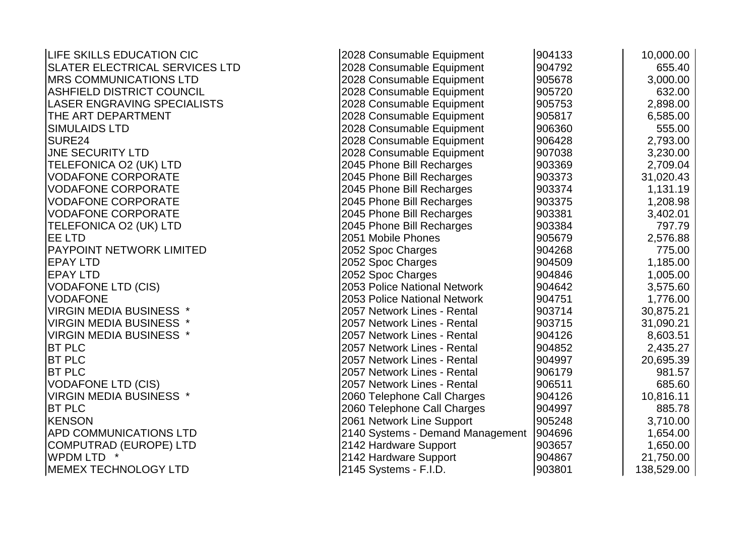| | | | |
|---|---|---|---|
| LIFE SKILLS EDUCATION CIC | 2028 Consumable Equipment | 904133 | 10,000.00 |
| SLATER ELECTRICAL SERVICES LTD | 2028 Consumable Equipment | 904792 | 655.40 |
| MRS COMMUNICATIONS LTD | 2028 Consumable Equipment | 905678 | 3,000.00 |
| ASHFIELD DISTRICT COUNCIL | 2028 Consumable Equipment | 905720 | 632.00 |
| LASER ENGRAVING SPECIALISTS | 2028 Consumable Equipment | 905753 | 2,898.00 |
| THE ART DEPARTMENT | 2028 Consumable Equipment | 905817 | 6,585.00 |
| SIMULAIDS LTD | 2028 Consumable Equipment | 906360 | 555.00 |
| SURE24 | 2028 Consumable Equipment | 906428 | 2,793.00 |
| JNE SECURITY LTD | 2028 Consumable Equipment | 907038 | 3,230.00 |
| TELEFONICA O2 (UK) LTD | 2045 Phone Bill Recharges | 903369 | 2,709.04 |
| VODAFONE CORPORATE | 2045 Phone Bill Recharges | 903373 | 31,020.43 |
| VODAFONE CORPORATE | 2045 Phone Bill Recharges | 903374 | 1,131.19 |
| VODAFONE CORPORATE | 2045 Phone Bill Recharges | 903375 | 1,208.98 |
| VODAFONE CORPORATE | 2045 Phone Bill Recharges | 903381 | 3,402.01 |
| TELEFONICA O2 (UK) LTD | 2045 Phone Bill Recharges | 903384 | 797.79 |
| EE LTD | 2051 Mobile Phones | 905679 | 2,576.88 |
| PAYPOINT NETWORK LIMITED | 2052 Spoc Charges | 904268 | 775.00 |
| EPAY LTD | 2052 Spoc Charges | 904509 | 1,185.00 |
| EPAY LTD | 2052 Spoc Charges | 904846 | 1,005.00 |
| VODAFONE LTD (CIS) | 2053 Police National Network | 904642 | 3,575.60 |
| VODAFONE | 2053 Police National Network | 904751 | 1,776.00 |
| VIRGIN MEDIA BUSINESS * | 2057 Network Lines - Rental | 903714 | 30,875.21 |
| VIRGIN MEDIA BUSINESS * | 2057 Network Lines - Rental | 903715 | 31,090.21 |
| VIRGIN MEDIA BUSINESS * | 2057 Network Lines - Rental | 904126 | 8,603.51 |
| BT PLC | 2057 Network Lines - Rental | 904852 | 2,435.27 |
| BT PLC | 2057 Network Lines - Rental | 904997 | 20,695.39 |
| BT PLC | 2057 Network Lines - Rental | 906179 | 981.57 |
| VODAFONE LTD (CIS) | 2057 Network Lines - Rental | 906511 | 685.60 |
| VIRGIN MEDIA BUSINESS * | 2060 Telephone Call Charges | 904126 | 10,816.11 |
| BT PLC | 2060 Telephone Call Charges | 904997 | 885.78 |
| KENSON | 2061 Network Line Support | 905248 | 3,710.00 |
| APD COMMUNICATIONS LTD | 2140 Systems - Demand Management | 904696 | 1,654.00 |
| COMPUTRAD (EUROPE) LTD | 2142 Hardware Support | 903657 | 1,650.00 |
| WPDM LTD * | 2142 Hardware Support | 904867 | 21,750.00 |
| MEMEX TECHNOLOGY LTD | 2145 Systems - F.I.D. | 903801 | 138,529.00 |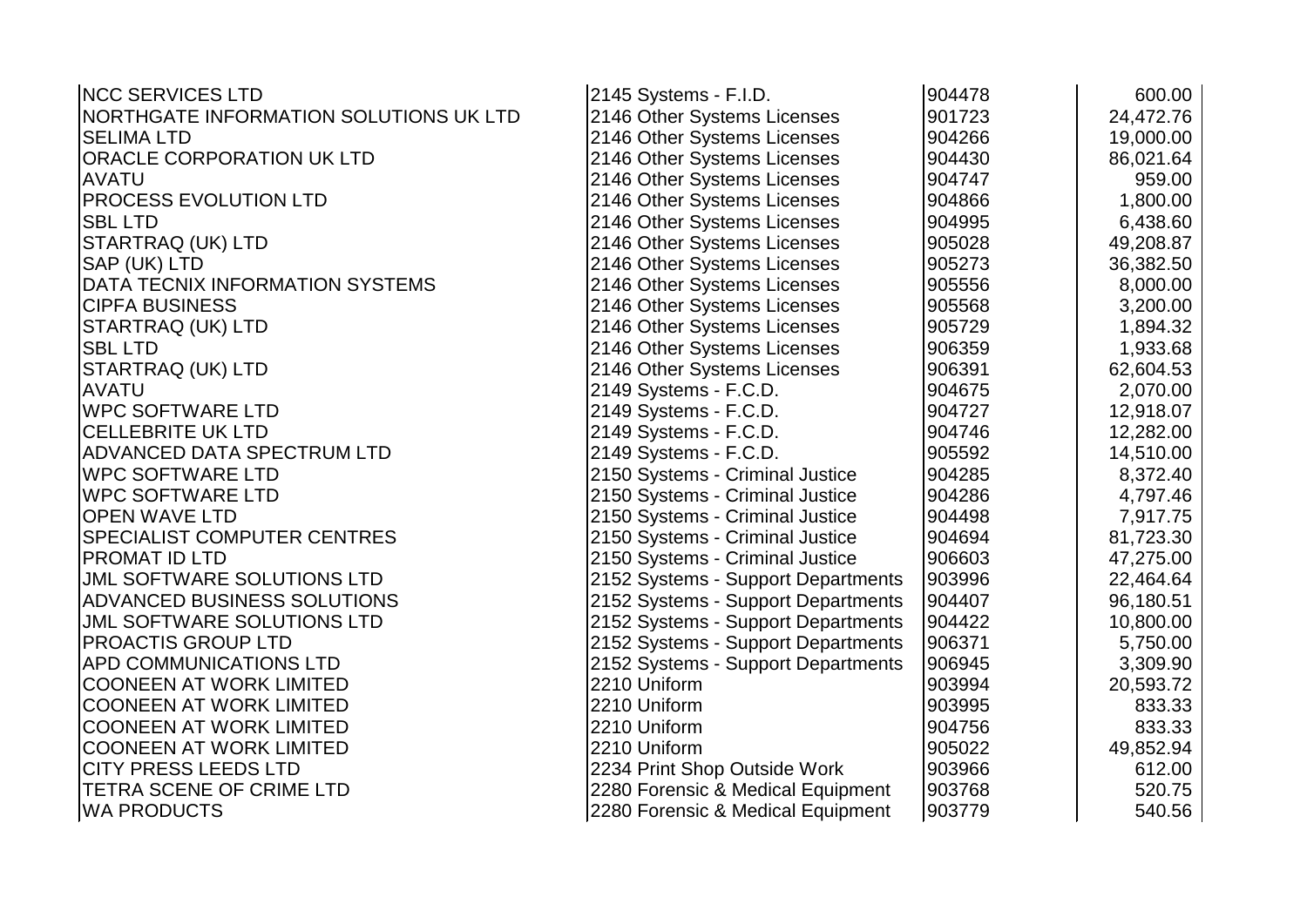| | | | |
|---|---|---|---|
| NCC SERVICES LTD | 2145 Systems - F.I.D. | 904478 | 600.00 |
| NORTHGATE INFORMATION SOLUTIONS UK LTD | 2146 Other Systems Licenses | 901723 | 24,472.76 |
| SELIMA LTD | 2146 Other Systems Licenses | 904266 | 19,000.00 |
| ORACLE CORPORATION UK LTD | 2146 Other Systems Licenses | 904430 | 86,021.64 |
| AVATU | 2146 Other Systems Licenses | 904747 | 959.00 |
| PROCESS EVOLUTION LTD | 2146 Other Systems Licenses | 904866 | 1,800.00 |
| SBL LTD | 2146 Other Systems Licenses | 904995 | 6,438.60 |
| STARTRAQ (UK) LTD | 2146 Other Systems Licenses | 905028 | 49,208.87 |
| SAP (UK) LTD | 2146 Other Systems Licenses | 905273 | 36,382.50 |
| DATA TECNIX INFORMATION SYSTEMS | 2146 Other Systems Licenses | 905556 | 8,000.00 |
| CIPFA BUSINESS | 2146 Other Systems Licenses | 905568 | 3,200.00 |
| STARTRAQ (UK) LTD | 2146 Other Systems Licenses | 905729 | 1,894.32 |
| SBL LTD | 2146 Other Systems Licenses | 906359 | 1,933.68 |
| STARTRAQ (UK) LTD | 2146 Other Systems Licenses | 906391 | 62,604.53 |
| AVATU | 2149 Systems - F.C.D. | 904675 | 2,070.00 |
| WPC SOFTWARE LTD | 2149 Systems - F.C.D. | 904727 | 12,918.07 |
| CELLEBRITE UK LTD | 2149 Systems - F.C.D. | 904746 | 12,282.00 |
| ADVANCED DATA SPECTRUM LTD | 2149 Systems - F.C.D. | 905592 | 14,510.00 |
| WPC SOFTWARE LTD | 2150 Systems - Criminal Justice | 904285 | 8,372.40 |
| WPC SOFTWARE LTD | 2150 Systems - Criminal Justice | 904286 | 4,797.46 |
| OPEN WAVE LTD | 2150 Systems - Criminal Justice | 904498 | 7,917.75 |
| SPECIALIST COMPUTER CENTRES | 2150 Systems - Criminal Justice | 904694 | 81,723.30 |
| PROMAT ID LTD | 2150 Systems - Criminal Justice | 906603 | 47,275.00 |
| JML SOFTWARE SOLUTIONS LTD | 2152 Systems - Support Departments | 903996 | 22,464.64 |
| ADVANCED BUSINESS SOLUTIONS | 2152 Systems - Support Departments | 904407 | 96,180.51 |
| JML SOFTWARE SOLUTIONS LTD | 2152 Systems - Support Departments | 904422 | 10,800.00 |
| PROACTIS GROUP LTD | 2152 Systems - Support Departments | 906371 | 5,750.00 |
| APD COMMUNICATIONS LTD | 2152 Systems - Support Departments | 906945 | 3,309.90 |
| COONEEN AT WORK LIMITED | 2210 Uniform | 903994 | 20,593.72 |
| COONEEN AT WORK LIMITED | 2210 Uniform | 903995 | 833.33 |
| COONEEN AT WORK LIMITED | 2210 Uniform | 904756 | 833.33 |
| COONEEN AT WORK LIMITED | 2210 Uniform | 905022 | 49,852.94 |
| CITY PRESS LEEDS LTD | 2234 Print Shop Outside Work | 903966 | 612.00 |
| TETRA SCENE OF CRIME LTD | 2280 Forensic & Medical Equipment | 903768 | 520.75 |
| WA PRODUCTS | 2280 Forensic & Medical Equipment | 903779 | 540.56 |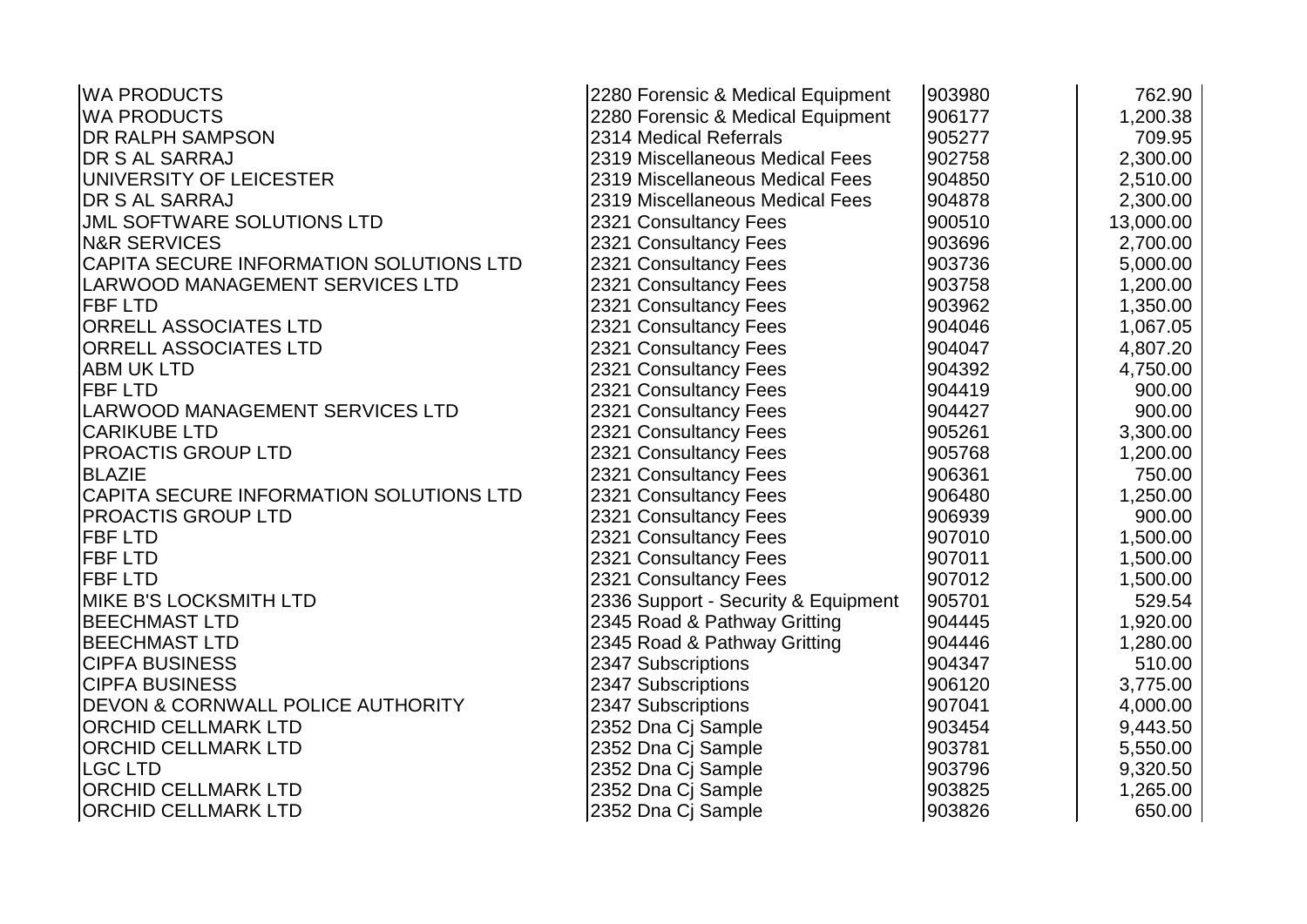| | | | |
|---|---|---|---|
| WA PRODUCTS | 2280 Forensic & Medical Equipment | 903980 | 762.90 |
| WA PRODUCTS | 2280 Forensic & Medical Equipment | 906177 | 1,200.38 |
| DR RALPH SAMPSON | 2314 Medical Referrals | 905277 | 709.95 |
| DR S AL SARRAJ | 2319 Miscellaneous Medical Fees | 902758 | 2,300.00 |
| UNIVERSITY OF LEICESTER | 2319 Miscellaneous Medical Fees | 904850 | 2,510.00 |
| DR S AL SARRAJ | 2319 Miscellaneous Medical Fees | 904878 | 2,300.00 |
| JML SOFTWARE SOLUTIONS LTD | 2321 Consultancy Fees | 900510 | 13,000.00 |
| N&R SERVICES | 2321 Consultancy Fees | 903696 | 2,700.00 |
| CAPITA SECURE INFORMATION SOLUTIONS LTD | 2321 Consultancy Fees | 903736 | 5,000.00 |
| LARWOOD MANAGEMENT SERVICES LTD | 2321 Consultancy Fees | 903758 | 1,200.00 |
| FBF LTD | 2321 Consultancy Fees | 903962 | 1,350.00 |
| ORRELL ASSOCIATES LTD | 2321 Consultancy Fees | 904046 | 1,067.05 |
| ORRELL ASSOCIATES LTD | 2321 Consultancy Fees | 904047 | 4,807.20 |
| ABM UK LTD | 2321 Consultancy Fees | 904392 | 4,750.00 |
| FBF LTD | 2321 Consultancy Fees | 904419 | 900.00 |
| LARWOOD MANAGEMENT SERVICES LTD | 2321 Consultancy Fees | 904427 | 900.00 |
| CARIKUBE LTD | 2321 Consultancy Fees | 905261 | 3,300.00 |
| PROACTIS GROUP LTD | 2321 Consultancy Fees | 905768 | 1,200.00 |
| BLAZIE | 2321 Consultancy Fees | 906361 | 750.00 |
| CAPITA SECURE INFORMATION SOLUTIONS LTD | 2321 Consultancy Fees | 906480 | 1,250.00 |
| PROACTIS GROUP LTD | 2321 Consultancy Fees | 906939 | 900.00 |
| FBF LTD | 2321 Consultancy Fees | 907010 | 1,500.00 |
| FBF LTD | 2321 Consultancy Fees | 907011 | 1,500.00 |
| FBF LTD | 2321 Consultancy Fees | 907012 | 1,500.00 |
| MIKE B'S LOCKSMITH LTD | 2336 Support - Security & Equipment | 905701 | 529.54 |
| BEECHMAST LTD | 2345 Road & Pathway Gritting | 904445 | 1,920.00 |
| BEECHMAST LTD | 2345 Road & Pathway Gritting | 904446 | 1,280.00 |
| CIPFA BUSINESS | 2347 Subscriptions | 904347 | 510.00 |
| CIPFA BUSINESS | 2347 Subscriptions | 906120 | 3,775.00 |
| DEVON & CORNWALL POLICE AUTHORITY | 2347 Subscriptions | 907041 | 4,000.00 |
| ORCHID CELLMARK LTD | 2352 Dna Cj Sample | 903454 | 9,443.50 |
| ORCHID CELLMARK LTD | 2352 Dna Cj Sample | 903781 | 5,550.00 |
| LGC LTD | 2352 Dna Cj Sample | 903796 | 9,320.50 |
| ORCHID CELLMARK LTD | 2352 Dna Cj Sample | 903825 | 1,265.00 |
| ORCHID CELLMARK LTD | 2352 Dna Cj Sample | 903826 | 650.00 |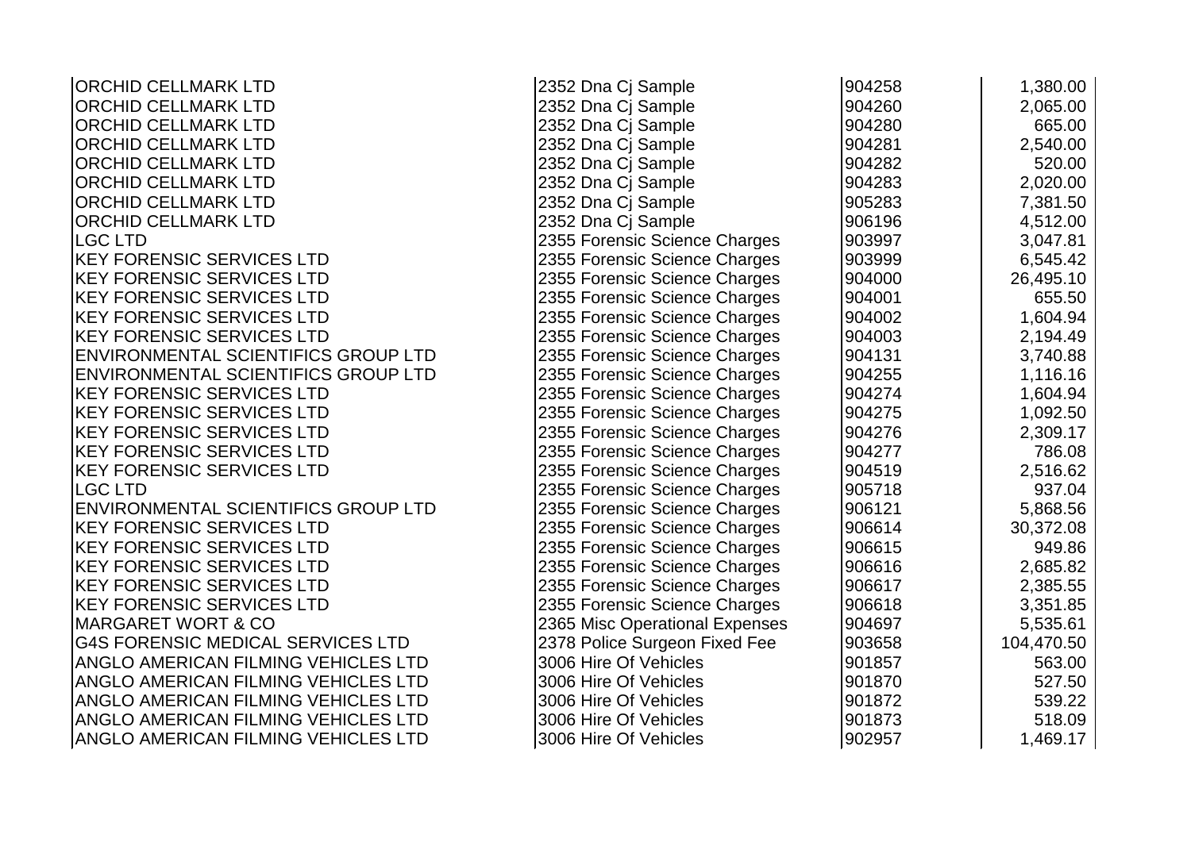| | | | |
|---|---|---|---|
| ORCHID CELLMARK LTD | 2352 Dna Cj Sample | 904258 | 1,380.00 |
| ORCHID CELLMARK LTD | 2352 Dna Cj Sample | 904260 | 2,065.00 |
| ORCHID CELLMARK LTD | 2352 Dna Cj Sample | 904280 | 665.00 |
| ORCHID CELLMARK LTD | 2352 Dna Cj Sample | 904281 | 2,540.00 |
| ORCHID CELLMARK LTD | 2352 Dna Cj Sample | 904282 | 520.00 |
| ORCHID CELLMARK LTD | 2352 Dna Cj Sample | 904283 | 2,020.00 |
| ORCHID CELLMARK LTD | 2352 Dna Cj Sample | 905283 | 7,381.50 |
| ORCHID CELLMARK LTD | 2352 Dna Cj Sample | 906196 | 4,512.00 |
| LGC LTD | 2355 Forensic Science Charges | 903997 | 3,047.81 |
| KEY FORENSIC SERVICES LTD | 2355 Forensic Science Charges | 903999 | 6,545.42 |
| KEY FORENSIC SERVICES LTD | 2355 Forensic Science Charges | 904000 | 26,495.10 |
| KEY FORENSIC SERVICES LTD | 2355 Forensic Science Charges | 904001 | 655.50 |
| KEY FORENSIC SERVICES LTD | 2355 Forensic Science Charges | 904002 | 1,604.94 |
| KEY FORENSIC SERVICES LTD | 2355 Forensic Science Charges | 904003 | 2,194.49 |
| ENVIRONMENTAL SCIENTIFICS GROUP LTD | 2355 Forensic Science Charges | 904131 | 3,740.88 |
| ENVIRONMENTAL SCIENTIFICS GROUP LTD | 2355 Forensic Science Charges | 904255 | 1,116.16 |
| KEY FORENSIC SERVICES LTD | 2355 Forensic Science Charges | 904274 | 1,604.94 |
| KEY FORENSIC SERVICES LTD | 2355 Forensic Science Charges | 904275 | 1,092.50 |
| KEY FORENSIC SERVICES LTD | 2355 Forensic Science Charges | 904276 | 2,309.17 |
| KEY FORENSIC SERVICES LTD | 2355 Forensic Science Charges | 904277 | 786.08 |
| KEY FORENSIC SERVICES LTD | 2355 Forensic Science Charges | 904519 | 2,516.62 |
| LGC LTD | 2355 Forensic Science Charges | 905718 | 937.04 |
| ENVIRONMENTAL SCIENTIFICS GROUP LTD | 2355 Forensic Science Charges | 906121 | 5,868.56 |
| KEY FORENSIC SERVICES LTD | 2355 Forensic Science Charges | 906614 | 30,372.08 |
| KEY FORENSIC SERVICES LTD | 2355 Forensic Science Charges | 906615 | 949.86 |
| KEY FORENSIC SERVICES LTD | 2355 Forensic Science Charges | 906616 | 2,685.82 |
| KEY FORENSIC SERVICES LTD | 2355 Forensic Science Charges | 906617 | 2,385.55 |
| KEY FORENSIC SERVICES LTD | 2355 Forensic Science Charges | 906618 | 3,351.85 |
| MARGARET WORT & CO | 2365 Misc Operational Expenses | 904697 | 5,535.61 |
| G4S FORENSIC MEDICAL SERVICES LTD | 2378 Police Surgeon Fixed Fee | 903658 | 104,470.50 |
| ANGLO AMERICAN FILMING VEHICLES LTD | 3006 Hire Of Vehicles | 901857 | 563.00 |
| ANGLO AMERICAN FILMING VEHICLES LTD | 3006 Hire Of Vehicles | 901870 | 527.50 |
| ANGLO AMERICAN FILMING VEHICLES LTD | 3006 Hire Of Vehicles | 901872 | 539.22 |
| ANGLO AMERICAN FILMING VEHICLES LTD | 3006 Hire Of Vehicles | 901873 | 518.09 |
| ANGLO AMERICAN FILMING VEHICLES LTD | 3006 Hire Of Vehicles | 902957 | 1,469.17 |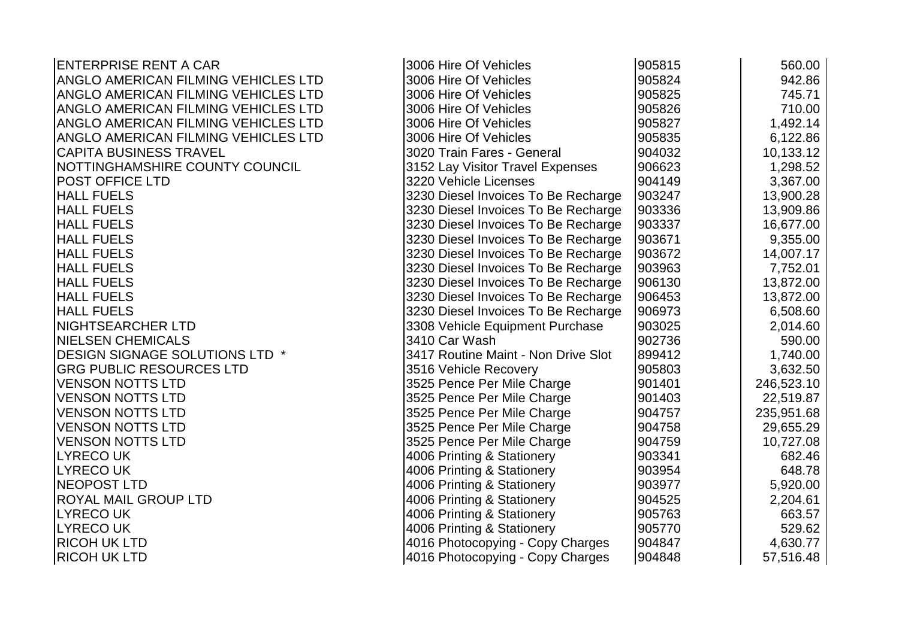| | | | |
|---|---|---|---|
| ENTERPRISE RENT A CAR | 3006 Hire Of Vehicles | 905815 | 560.00 |
| ANGLO AMERICAN FILMING VEHICLES LTD | 3006 Hire Of Vehicles | 905824 | 942.86 |
| ANGLO AMERICAN FILMING VEHICLES LTD | 3006 Hire Of Vehicles | 905825 | 745.71 |
| ANGLO AMERICAN FILMING VEHICLES LTD | 3006 Hire Of Vehicles | 905826 | 710.00 |
| ANGLO AMERICAN FILMING VEHICLES LTD | 3006 Hire Of Vehicles | 905827 | 1,492.14 |
| ANGLO AMERICAN FILMING VEHICLES LTD | 3006 Hire Of Vehicles | 905835 | 6,122.86 |
| CAPITA BUSINESS TRAVEL | 3020 Train Fares - General | 904032 | 10,133.12 |
| NOTTINGHAMSHIRE COUNTY COUNCIL | 3152 Lay Visitor Travel Expenses | 906623 | 1,298.52 |
| POST OFFICE LTD | 3220 Vehicle Licenses | 904149 | 3,367.00 |
| HALL FUELS | 3230 Diesel Invoices To Be Recharge | 903247 | 13,900.28 |
| HALL FUELS | 3230 Diesel Invoices To Be Recharge | 903336 | 13,909.86 |
| HALL FUELS | 3230 Diesel Invoices To Be Recharge | 903337 | 16,677.00 |
| HALL FUELS | 3230 Diesel Invoices To Be Recharge | 903671 | 9,355.00 |
| HALL FUELS | 3230 Diesel Invoices To Be Recharge | 903672 | 14,007.17 |
| HALL FUELS | 3230 Diesel Invoices To Be Recharge | 903963 | 7,752.01 |
| HALL FUELS | 3230 Diesel Invoices To Be Recharge | 906130 | 13,872.00 |
| HALL FUELS | 3230 Diesel Invoices To Be Recharge | 906453 | 13,872.00 |
| HALL FUELS | 3230 Diesel Invoices To Be Recharge | 906973 | 6,508.60 |
| NIGHTSEARCHER LTD | 3308 Vehicle Equipment Purchase | 903025 | 2,014.60 |
| NIELSEN CHEMICALS | 3410 Car Wash | 902736 | 590.00 |
| DESIGN SIGNAGE SOLUTIONS LTD * | 3417 Routine Maint - Non Drive Slot | 899412 | 1,740.00 |
| GRG PUBLIC RESOURCES LTD | 3516 Vehicle Recovery | 905803 | 3,632.50 |
| VENSON NOTTS LTD | 3525 Pence Per Mile Charge | 901401 | 246,523.10 |
| VENSON NOTTS LTD | 3525 Pence Per Mile Charge | 901403 | 22,519.87 |
| VENSON NOTTS LTD | 3525 Pence Per Mile Charge | 904757 | 235,951.68 |
| VENSON NOTTS LTD | 3525 Pence Per Mile Charge | 904758 | 29,655.29 |
| VENSON NOTTS LTD | 3525 Pence Per Mile Charge | 904759 | 10,727.08 |
| LYRECO UK | 4006 Printing & Stationery | 903341 | 682.46 |
| LYRECO UK | 4006 Printing & Stationery | 903954 | 648.78 |
| NEOPOST LTD | 4006 Printing & Stationery | 903977 | 5,920.00 |
| ROYAL MAIL GROUP LTD | 4006 Printing & Stationery | 904525 | 2,204.61 |
| LYRECO UK | 4006 Printing & Stationery | 905763 | 663.57 |
| LYRECO UK | 4006 Printing & Stationery | 905770 | 529.62 |
| RICOH UK LTD | 4016 Photocopying - Copy Charges | 904847 | 4,630.77 |
| RICOH UK LTD | 4016 Photocopying - Copy Charges | 904848 | 57,516.48 |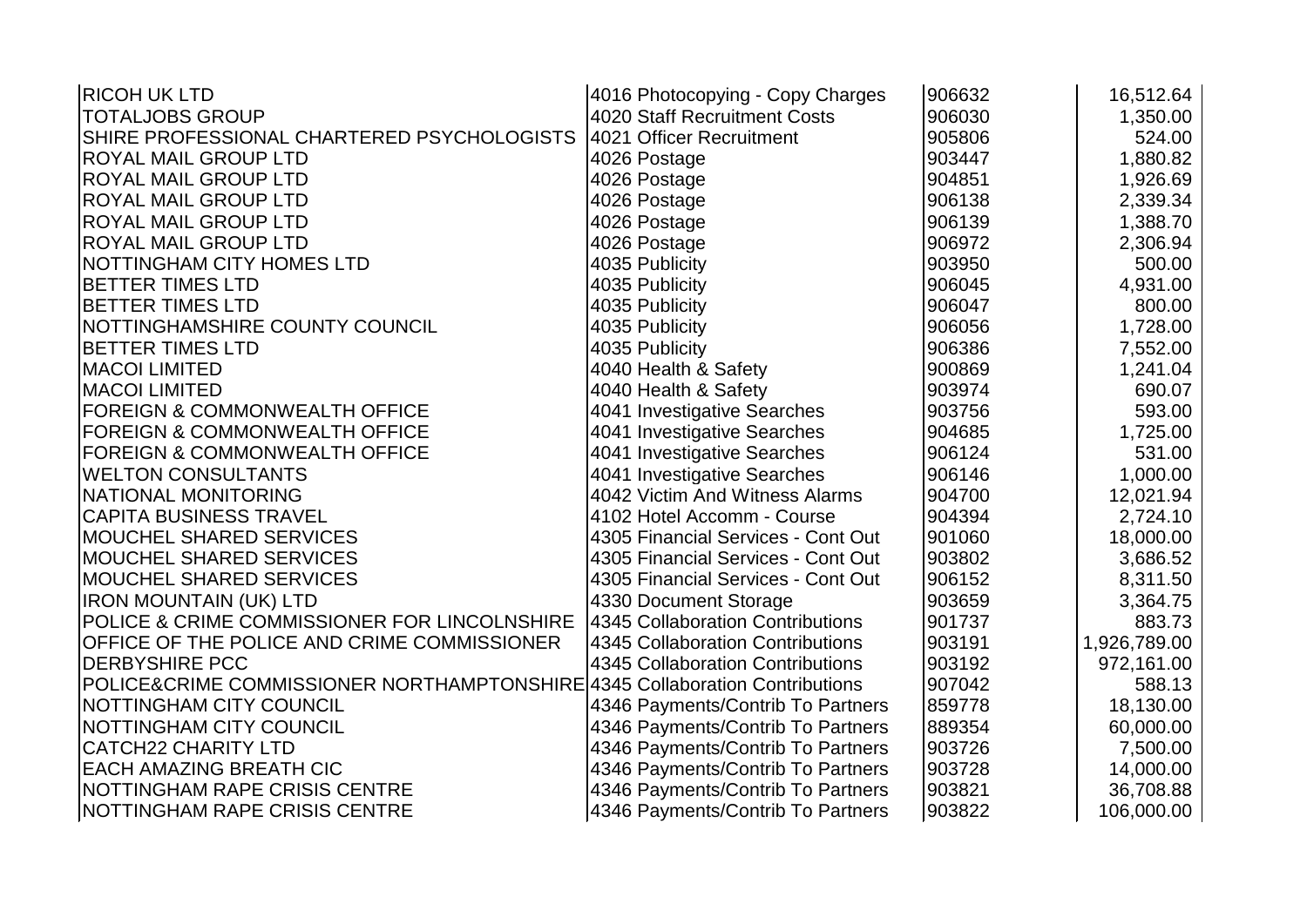| | | | |
|---|---|---|---|
| RICOH UK LTD | 4016 Photocopying - Copy Charges | 906632 | 16,512.64 |
| TOTALJOBS GROUP | 4020 Staff Recruitment Costs | 906030 | 1,350.00 |
| SHIRE PROFESSIONAL CHARTERED PSYCHOLOGISTS | 4021 Officer Recruitment | 905806 | 524.00 |
| ROYAL MAIL GROUP LTD | 4026 Postage | 903447 | 1,880.82 |
| ROYAL MAIL GROUP LTD | 4026 Postage | 904851 | 1,926.69 |
| ROYAL MAIL GROUP LTD | 4026 Postage | 906138 | 2,339.34 |
| ROYAL MAIL GROUP LTD | 4026 Postage | 906139 | 1,388.70 |
| ROYAL MAIL GROUP LTD | 4026 Postage | 906972 | 2,306.94 |
| NOTTINGHAM CITY HOMES LTD | 4035 Publicity | 903950 | 500.00 |
| BETTER TIMES LTD | 4035 Publicity | 906045 | 4,931.00 |
| BETTER TIMES LTD | 4035 Publicity | 906047 | 800.00 |
| NOTTINGHAMSHIRE COUNTY COUNCIL | 4035 Publicity | 906056 | 1,728.00 |
| BETTER TIMES LTD | 4035 Publicity | 906386 | 7,552.00 |
| MACOI LIMITED | 4040 Health & Safety | 900869 | 1,241.04 |
| MACOI LIMITED | 4040 Health & Safety | 903974 | 690.07 |
| FOREIGN & COMMONWEALTH OFFICE | 4041 Investigative Searches | 903756 | 593.00 |
| FOREIGN & COMMONWEALTH OFFICE | 4041 Investigative Searches | 904685 | 1,725.00 |
| FOREIGN & COMMONWEALTH OFFICE | 4041 Investigative Searches | 906124 | 531.00 |
| WELTON CONSULTANTS | 4041 Investigative Searches | 906146 | 1,000.00 |
| NATIONAL MONITORING | 4042 Victim And Witness Alarms | 904700 | 12,021.94 |
| CAPITA BUSINESS TRAVEL | 4102 Hotel Accomm - Course | 904394 | 2,724.10 |
| MOUCHEL SHARED SERVICES | 4305 Financial Services - Cont Out | 901060 | 18,000.00 |
| MOUCHEL SHARED SERVICES | 4305 Financial Services - Cont Out | 903802 | 3,686.52 |
| MOUCHEL SHARED SERVICES | 4305 Financial Services - Cont Out | 906152 | 8,311.50 |
| IRON MOUNTAIN (UK) LTD | 4330 Document Storage | 903659 | 3,364.75 |
| POLICE & CRIME COMMISSIONER FOR LINCOLNSHIRE | 4345 Collaboration Contributions | 901737 | 883.73 |
| OFFICE OF THE POLICE AND CRIME COMMISSIONER | 4345 Collaboration Contributions | 903191 | 1,926,789.00 |
| DERBYSHIRE PCC | 4345 Collaboration Contributions | 903192 | 972,161.00 |
| POLICE&CRIME COMMISSIONER NORTHAMPTONSHIRE | 4345 Collaboration Contributions | 907042 | 588.13 |
| NOTTINGHAM CITY COUNCIL | 4346 Payments/Contrib To Partners | 859778 | 18,130.00 |
| NOTTINGHAM CITY COUNCIL | 4346 Payments/Contrib To Partners | 889354 | 60,000.00 |
| CATCH22 CHARITY LTD | 4346 Payments/Contrib To Partners | 903726 | 7,500.00 |
| EACH AMAZING BREATH CIC | 4346 Payments/Contrib To Partners | 903728 | 14,000.00 |
| NOTTINGHAM RAPE CRISIS CENTRE | 4346 Payments/Contrib To Partners | 903821 | 36,708.88 |
| NOTTINGHAM RAPE CRISIS CENTRE | 4346 Payments/Contrib To Partners | 903822 | 106,000.00 |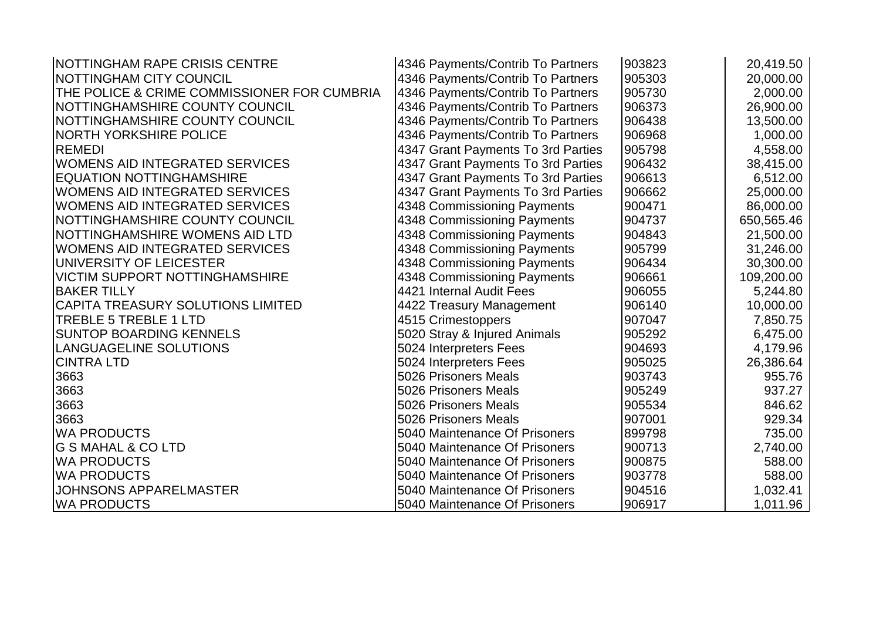| | | | |
|---|---|---|---|
| NOTTINGHAM RAPE CRISIS CENTRE | 4346 Payments/Contrib To Partners | 903823 | 20,419.50 |
| NOTTINGHAM CITY COUNCIL | 4346 Payments/Contrib To Partners | 905303 | 20,000.00 |
| THE POLICE & CRIME COMMISSIONER FOR CUMBRIA | 4346 Payments/Contrib To Partners | 905730 | 2,000.00 |
| NOTTINGHAMSHIRE COUNTY COUNCIL | 4346 Payments/Contrib To Partners | 906373 | 26,900.00 |
| NOTTINGHAMSHIRE COUNTY COUNCIL | 4346 Payments/Contrib To Partners | 906438 | 13,500.00 |
| NORTH YORKSHIRE POLICE | 4346 Payments/Contrib To Partners | 906968 | 1,000.00 |
| REMEDI | 4347 Grant Payments To 3rd Parties | 905798 | 4,558.00 |
| WOMENS AID INTEGRATED SERVICES | 4347 Grant Payments To 3rd Parties | 906432 | 38,415.00 |
| EQUATION NOTTINGHAMSHIRE | 4347 Grant Payments To 3rd Parties | 906613 | 6,512.00 |
| WOMENS AID INTEGRATED SERVICES | 4347 Grant Payments To 3rd Parties | 906662 | 25,000.00 |
| WOMENS AID INTEGRATED SERVICES | 4348 Commissioning Payments | 900471 | 86,000.00 |
| NOTTINGHAMSHIRE COUNTY COUNCIL | 4348 Commissioning Payments | 904737 | 650,565.46 |
| NOTTINGHAMSHIRE WOMENS AID LTD | 4348 Commissioning Payments | 904843 | 21,500.00 |
| WOMENS AID INTEGRATED SERVICES | 4348 Commissioning Payments | 905799 | 31,246.00 |
| UNIVERSITY OF LEICESTER | 4348 Commissioning Payments | 906434 | 30,300.00 |
| VICTIM SUPPORT NOTTINGHAMSHIRE | 4348 Commissioning Payments | 906661 | 109,200.00 |
| BAKER TILLY | 4421 Internal Audit Fees | 906055 | 5,244.80 |
| CAPITA TREASURY SOLUTIONS LIMITED | 4422 Treasury Management | 906140 | 10,000.00 |
| TREBLE 5 TREBLE 1 LTD | 4515 Crimestoppers | 907047 | 7,850.75 |
| SUNTOP BOARDING KENNELS | 5020 Stray & Injured Animals | 905292 | 6,475.00 |
| LANGUAGELINE SOLUTIONS | 5024 Interpreters Fees | 904693 | 4,179.96 |
| CINTRA LTD | 5024 Interpreters Fees | 905025 | 26,386.64 |
| 3663 | 5026 Prisoners Meals | 903743 | 955.76 |
| 3663 | 5026 Prisoners Meals | 905249 | 937.27 |
| 3663 | 5026 Prisoners Meals | 905534 | 846.62 |
| 3663 | 5026 Prisoners Meals | 907001 | 929.34 |
| WA PRODUCTS | 5040 Maintenance Of Prisoners | 899798 | 735.00 |
| G S MAHAL & CO LTD | 5040 Maintenance Of Prisoners | 900713 | 2,740.00 |
| WA PRODUCTS | 5040 Maintenance Of Prisoners | 900875 | 588.00 |
| WA PRODUCTS | 5040 Maintenance Of Prisoners | 903778 | 588.00 |
| JOHNSONS APPARELMASTER | 5040 Maintenance Of Prisoners | 904516 | 1,032.41 |
| WA PRODUCTS | 5040 Maintenance Of Prisoners | 906917 | 1,011.96 |